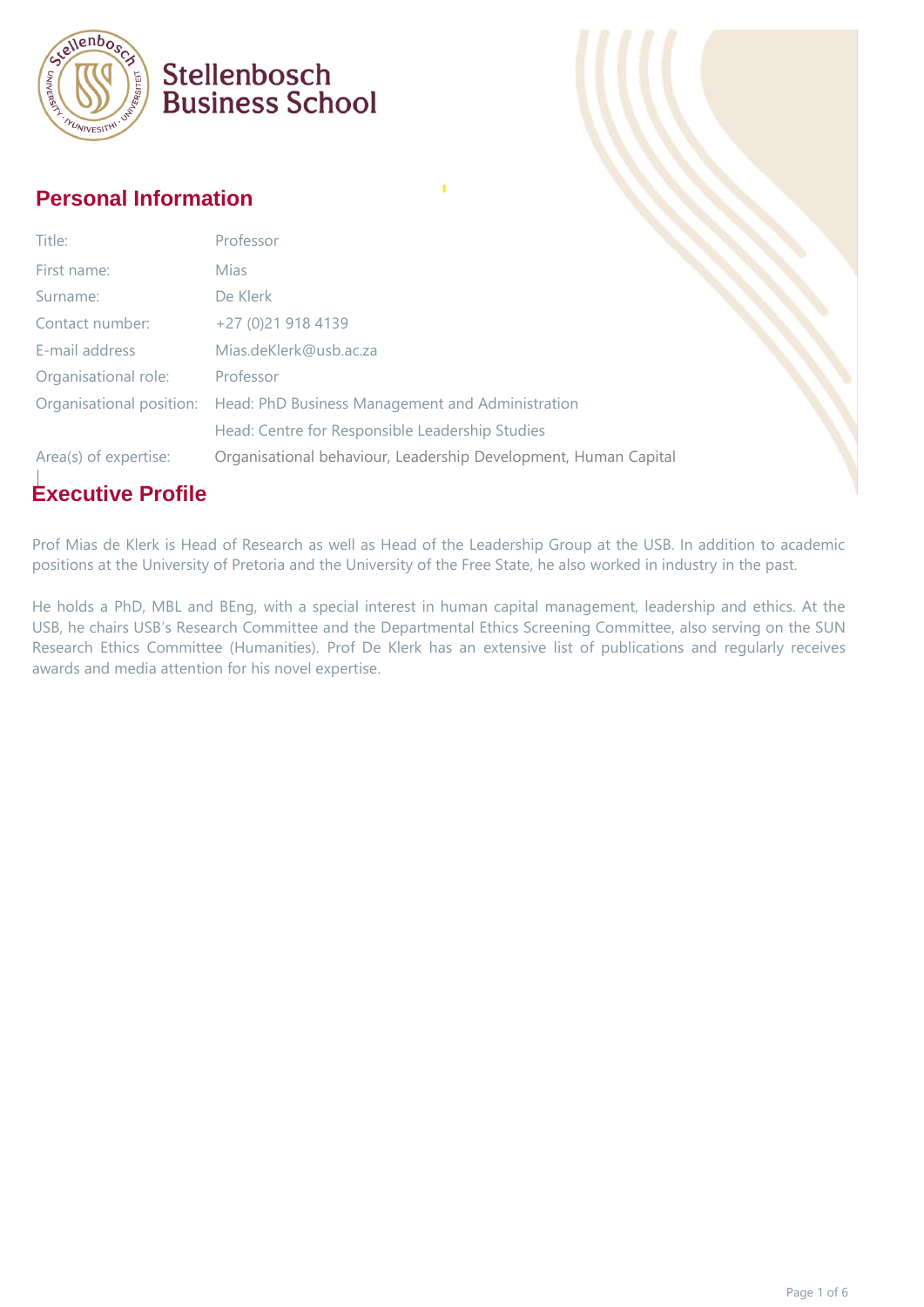Stellenbosch Business School

## Personal Information

| Title: | Professor |
| --- | --- |
| First name: | Mias |
| Surname: | De Klerk |
| Contact number: | +27 (0)21 918 4139 |
| E-mail address | Mias.deKlerk@usb.ac.za |
| Organisational role: | Professor |
| Organisational position: | Head: PhD Business Management and Administration |
| | Head: Centre for Responsible Leadership Studies |
| Area(s) of expertise: | Organisational behaviour, Leadership Development, Human Capital |

## Executive Profile

Prof Mias de Klerk is Head of Research as well as Head of the Leadership Group at the USB. In addition to academic positions at the University of Pretoria and the University of the Free State, he also worked in industry in the past.

He holds a PhD, MBL and BEng, with a special interest in human capital management, leadership and ethics. At the USB, he chairs USB's Research Committee and the Departmental Ethics Screening Committee, also serving on the SUN Research Ethics Committee (Humanities). Prof De Klerk has an extensive list of publications and regularly receives awards and media attention for his novel expertise.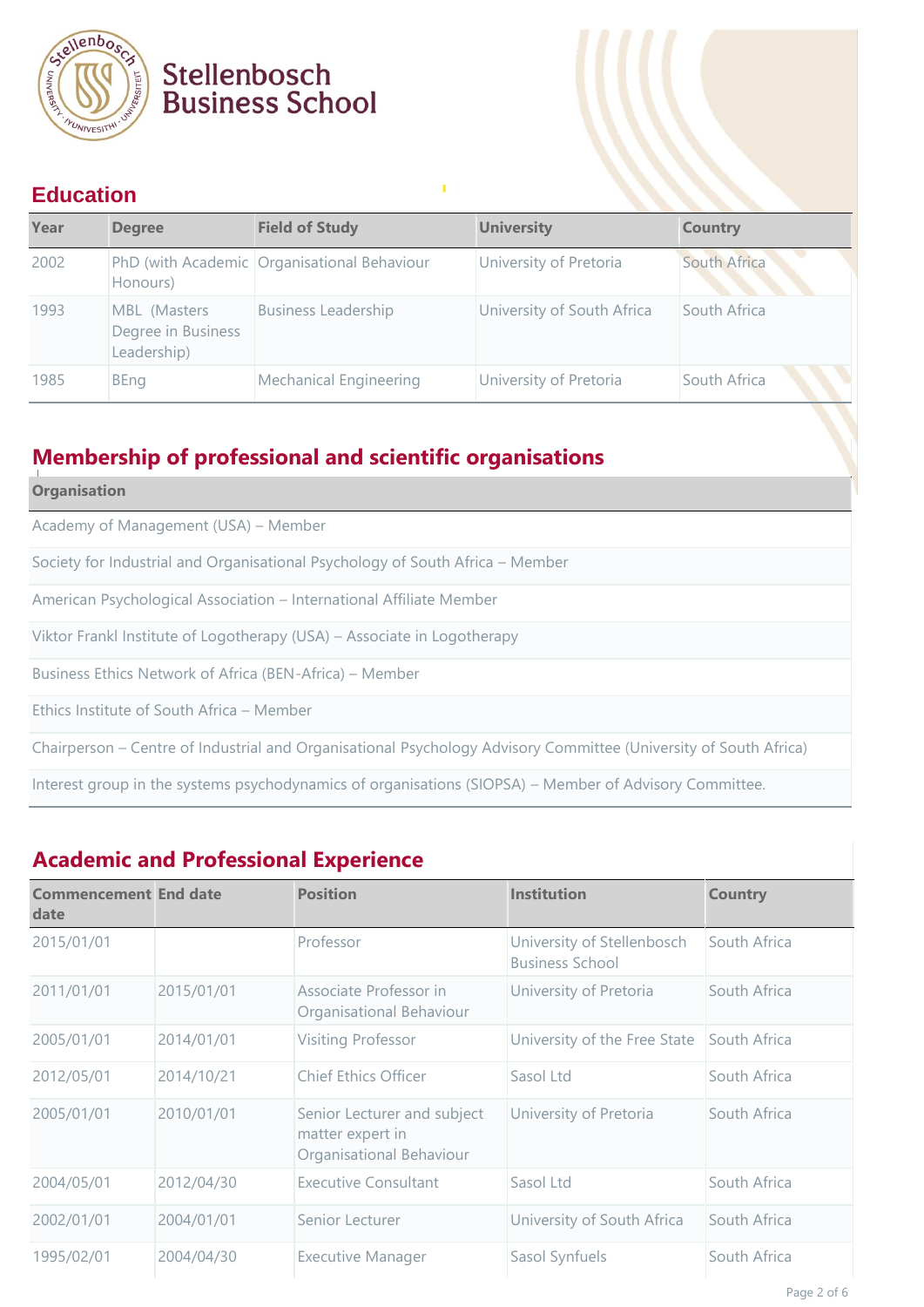## Education

| Year | Degree | Field of Study | University | Country |
|---|---|---|---|---|
| 2002 | PhD (with Academic Honours) | Organisational Behaviour | University of Pretoria | South Africa |
| 1993 | MBL (Masters Degree in Business Leadership) | Business Leadership | University of South Africa | South Africa |
| 1985 | BEng | Mechanical Engineering | University of Pretoria | South Africa |

## Membership of professional and scientific organisations

| Organisation |
|---|
| Academy of Management (USA) – Member |
| Society for Industrial and Organisational Psychology of South Africa – Member |
| American Psychological Association – International Affiliate Member |
| Viktor Frankl Institute of Logotherapy (USA) – Associate in Logotherapy |
| Business Ethics Network of Africa (BEN-Africa) – Member |
| Ethics Institute of South Africa – Member |
| Chairperson – Centre of Industrial and Organisational Psychology Advisory Committee (University of South Africa) |
| Interest group in the systems psychodynamics of organisations (SIOPSA) – Member of Advisory Committee. |

## Academic and Professional Experience

| Commencement date | End date | Position | Institution | Country |
|---|---|---|---|---|
| 2015/01/01 | | Professor | University of Stellenbosch Business School | South Africa |
| 2011/01/01 | 2015/01/01 | Associate Professor in Organisational Behaviour | University of Pretoria | South Africa |
| 2005/01/01 | 2014/01/01 | Visiting Professor | University of the Free State | South Africa |
| 2012/05/01 | 2014/10/21 | Chief Ethics Officer | Sasol Ltd | South Africa |
| 2005/01/01 | 2010/01/01 | Senior Lecturer and subject matter expert in Organisational Behaviour | University of Pretoria | South Africa |
| 2004/05/01 | 2012/04/30 | Executive Consultant | Sasol Ltd | South Africa |
| 2002/01/01 | 2004/01/01 | Senior Lecturer | University of South Africa | South Africa |
| 1995/02/01 | 2004/04/30 | Executive Manager | Sasol Synfuels | South Africa |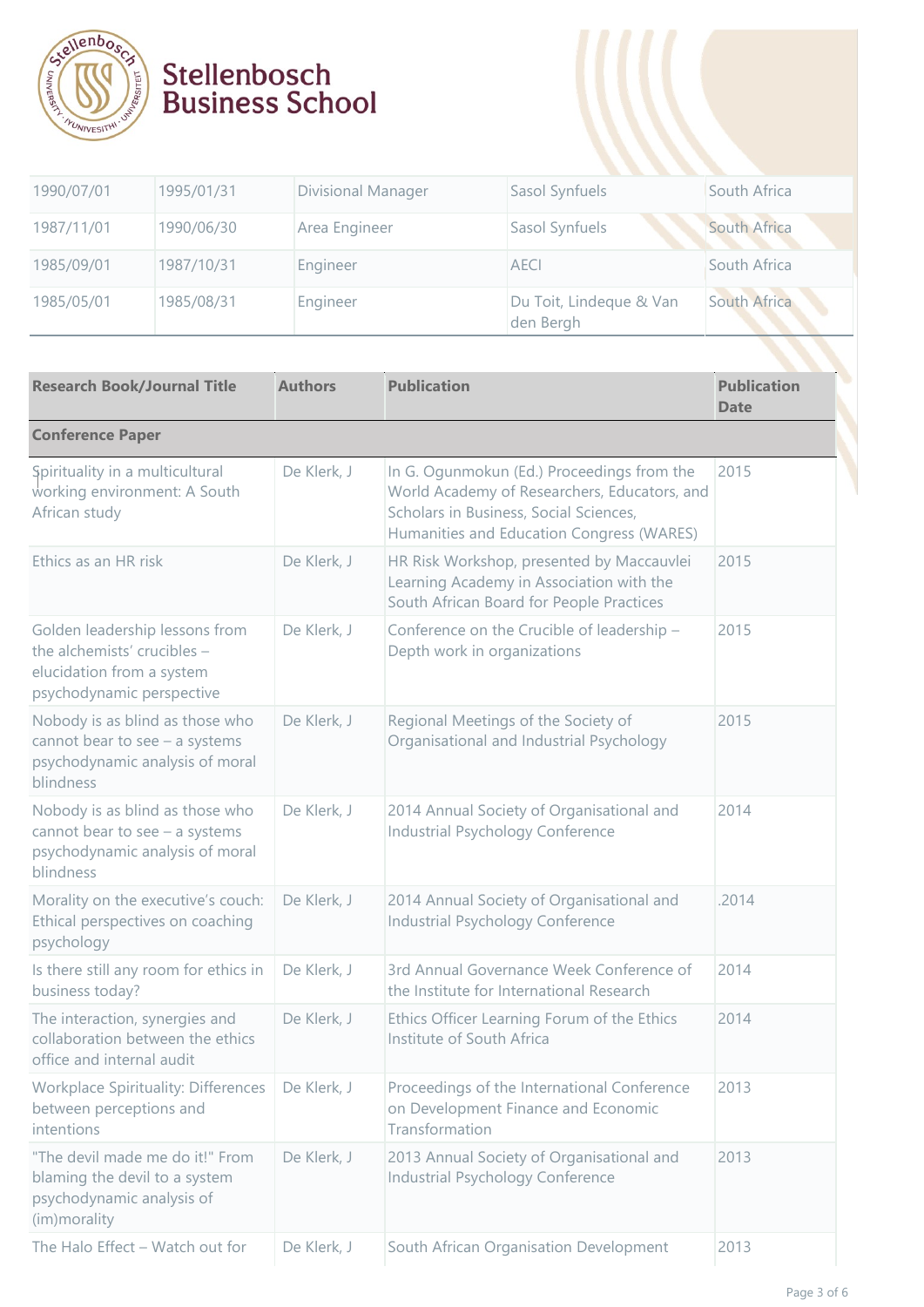| | | | | |
|---|---|---|---|---|
| 1990/07/01 | 1995/01/31 | Divisional Manager | Sasol Synfuels | South Africa |
| 1987/11/01 | 1990/06/30 | Area Engineer | Sasol Synfuels | South Africa |
| 1985/09/01 | 1987/10/31 | Engineer | AECI | South Africa |
| 1985/05/01 | 1985/08/31 | Engineer | Du Toit, Lindeque & Van den Bergh | South Africa |

| Research Book/Journal Title | Authors | Publication | Publication Date |
|---|---|---|---|
| **Conference Paper** | | | |
| Spirituality in a multicultural working environment: A South African study | De Klerk, J | In G. Ogunmokun (Ed.) Proceedings from the World Academy of Researchers, Educators, and Scholars in Business, Social Sciences, Humanities and Education Congress (WARES) | 2015 |
| Ethics as an HR risk | De Klerk, J | HR Risk Workshop, presented by Maccauvlei Learning Academy in Association with the South African Board for People Practices | 2015 |
| Golden leadership lessons from the alchemists' crucibles – elucidation from a system psychodynamic perspective | De Klerk, J | Conference on the Crucible of leadership – Depth work in organizations | 2015 |
| Nobody is as blind as those who cannot bear to see – a systems psychodynamic analysis of moral blindness | De Klerk, J | Regional Meetings of the Society of Organisational and Industrial Psychology | 2015 |
| Nobody is as blind as those who cannot bear to see – a systems psychodynamic analysis of moral blindness | De Klerk, J | 2014 Annual Society of Organisational and Industrial Psychology Conference | 2014 |
| Morality on the executive's couch: Ethical perspectives on coaching psychology | De Klerk, J | 2014 Annual Society of Organisational and Industrial Psychology Conference | .2014 |
| Is there still any room for ethics in business today? | De Klerk, J | 3rd Annual Governance Week Conference of the Institute for International Research | 2014 |
| The interaction, synergies and collaboration between the ethics office and internal audit | De Klerk, J | Ethics Officer Learning Forum of the Ethics Institute of South Africa | 2014 |
| Workplace Spirituality: Differences between perceptions and intentions | De Klerk, J | Proceedings of the International Conference on Development Finance and Economic Transformation | 2013 |
| "The devil made me do it!" From blaming the devil to a system psychodynamic analysis of (im)morality | De Klerk, J | 2013 Annual Society of Organisational and Industrial Psychology Conference | 2013 |
| The Halo Effect – Watch out for | De Klerk, J | South African Organisation Development | 2013 |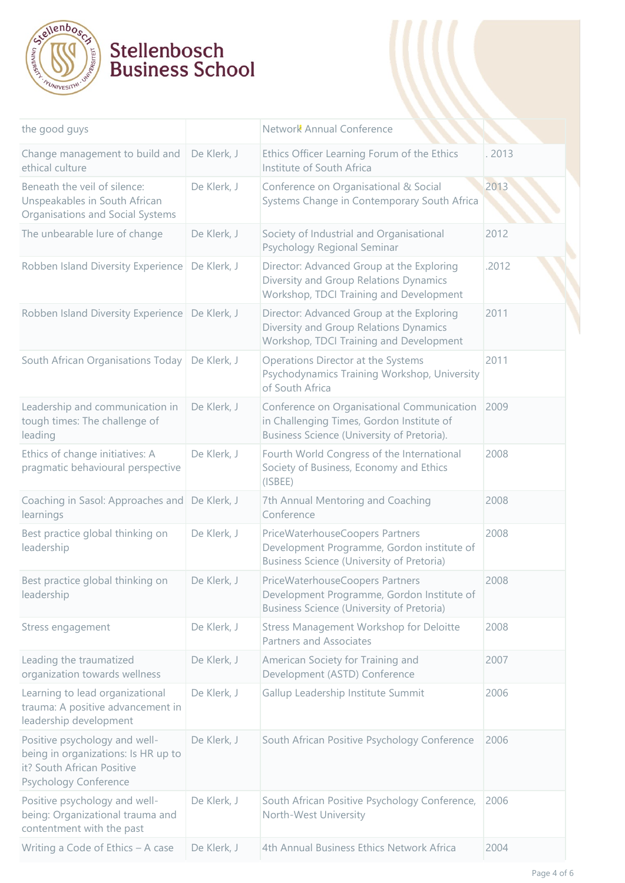| | | | |
|---|---|---|---|
| the good guys | | Network Annual Conference | |
| Change management to build and ethical culture | De Klerk, J | Ethics Officer Learning Forum of the Ethics Institute of South Africa | . 2013 |
| Beneath the veil of silence: Unspeakables in South African Organisations and Social Systems | De Klerk, J | Conference on Organisational & Social Systems Change in Contemporary South Africa | 2013 |
| The unbearable lure of change | De Klerk, J | Society of Industrial and Organisational Psychology Regional Seminar | 2012 |
| Robben Island Diversity Experience | De Klerk, J | Director: Advanced Group at the Exploring Diversity and Group Relations Dynamics Workshop, TDCI Training and Development | .2012 |
| Robben Island Diversity Experience | De Klerk, J | Director: Advanced Group at the Exploring Diversity and Group Relations Dynamics Workshop, TDCI Training and Development | 2011 |
| South African Organisations Today | De Klerk, J | Operations Director at the Systems Psychodynamics Training Workshop, University of South Africa | 2011 |
| Leadership and communication in tough times: The challenge of leading | De Klerk, J | Conference on Organisational Communication in Challenging Times, Gordon Institute of Business Science (University of Pretoria). | 2009 |
| Ethics of change initiatives: A pragmatic behavioural perspective | De Klerk, J | Fourth World Congress of the International Society of Business, Economy and Ethics (ISBEE) | 2008 |
| Coaching in Sasol: Approaches and learnings | De Klerk, J | 7th Annual Mentoring and Coaching Conference | 2008 |
| Best practice global thinking on leadership | De Klerk, J | PriceWaterhouseCoopers Partners Development Programme, Gordon institute of Business Science (University of Pretoria) | 2008 |
| Best practice global thinking on leadership | De Klerk, J | PriceWaterhouseCoopers Partners Development Programme, Gordon Institute of Business Science (University of Pretoria) | 2008 |
| Stress engagement | De Klerk, J | Stress Management Workshop for Deloitte Partners and Associates | 2008 |
| Leading the traumatized organization towards wellness | De Klerk, J | American Society for Training and Development (ASTD) Conference | 2007 |
| Learning to lead organizational trauma: A positive advancement in leadership development | De Klerk, J | Gallup Leadership Institute Summit | 2006 |
| Positive psychology and well-being in organizations: Is HR up to it? South African Positive Psychology Conference | De Klerk, J | South African Positive Psychology Conference | 2006 |
| Positive psychology and well-being: Organizational trauma and contentment with the past | De Klerk, J | South African Positive Psychology Conference, North-West University | 2006 |
| Writing a Code of Ethics – A case | De Klerk, J | 4th Annual Business Ethics Network Africa | 2004 |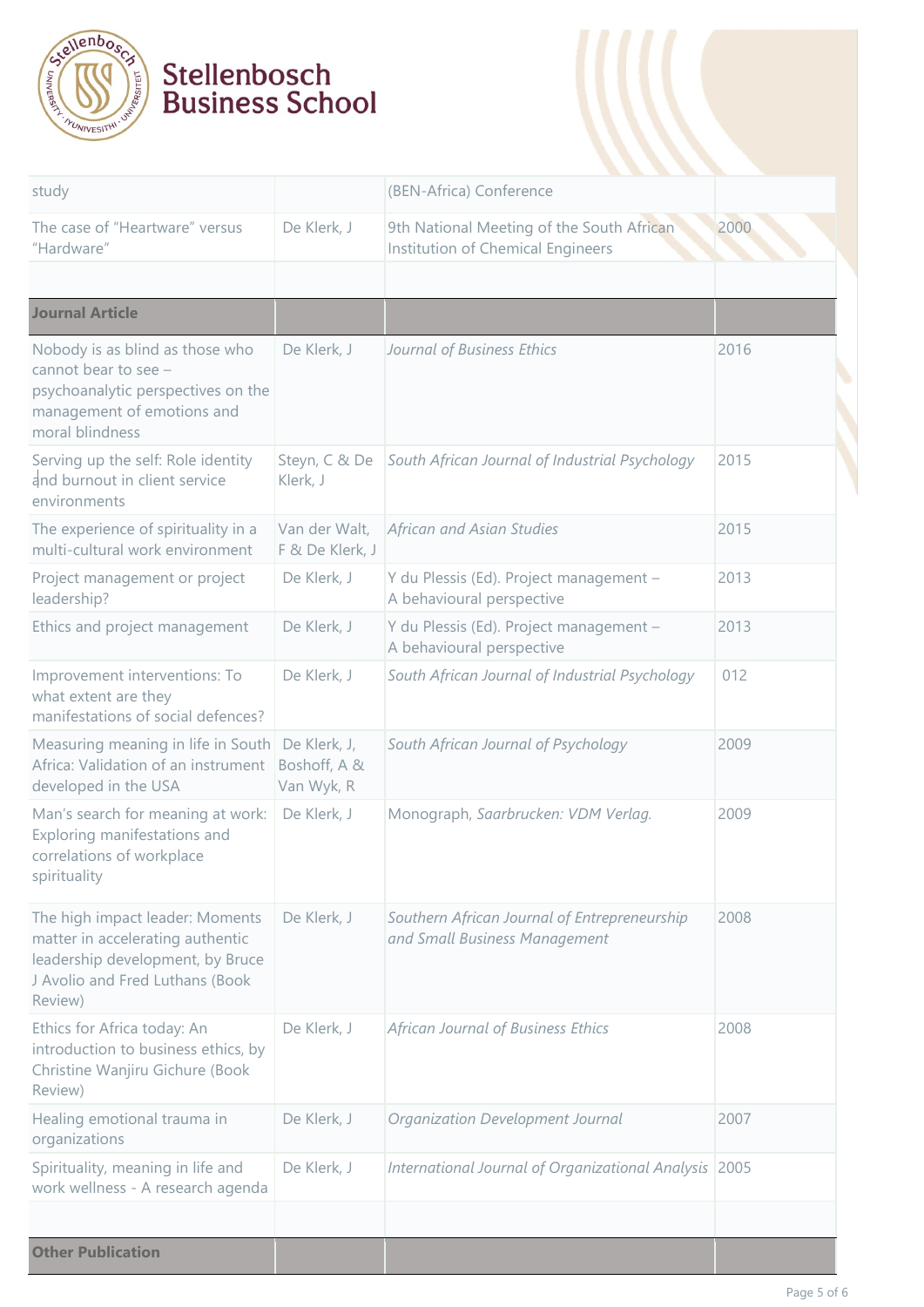| | | | |
|---|---|---|---|
| study | | (BEN-Africa) Conference | |
| The case of "Heartware" versus "Hardware" | De Klerk, J | 9th National Meeting of the South African Institution of Chemical Engineers | 2000 |
| | | | |
| **Journal Article** | | | |
| Nobody is as blind as those who cannot bear to see – psychoanalytic perspectives on the management of emotions and moral blindness | De Klerk, J | *Journal of Business Ethics* | 2016 |
| Serving up the self: Role identity and burnout in client service environments | Steyn, C & De Klerk, J | *South African Journal of Industrial Psychology* | 2015 |
| The experience of spirituality in a multi-cultural work environment | Van der Walt, F & De Klerk, J | *African and Asian Studies* | 2015 |
| Project management or project leadership? | De Klerk, J | Y du Plessis (Ed). Project management – A behavioural perspective | 2013 |
| Ethics and project management | De Klerk, J | Y du Plessis (Ed). Project management – A behavioural perspective | 2013 |
| Improvement interventions: To what extent are they manifestations of social defences? | De Klerk, J | *South African Journal of Industrial Psychology* | 012 |
| Measuring meaning in life in South Africa: Validation of an instrument developed in the USA | De Klerk, J, Boshoff, A & Van Wyk, R | *South African Journal of Psychology* | 2009 |
| Man's search for meaning at work: Exploring manifestations and correlations of workplace spirituality | De Klerk, J | Monograph, *Saarbrucken: VDM Verlag.* | 2009 |
| The high impact leader: Moments matter in accelerating authentic leadership development, by Bruce J Avolio and Fred Luthans (Book Review) | De Klerk, J | *Southern African Journal of Entrepreneurship and Small Business Management* | 2008 |
| Ethics for Africa today: An introduction to business ethics, by Christine Wanjiru Gichure (Book Review) | De Klerk, J | *African Journal of Business Ethics* | 2008 |
| Healing emotional trauma in organizations | De Klerk, J | *Organization Development Journal* | 2007 |
| Spirituality, meaning in life and work wellness - A research agenda | De Klerk, J | *International Journal of Organizational Analysis* | 2005 |
| | | | |
| **Other Publication** | | | |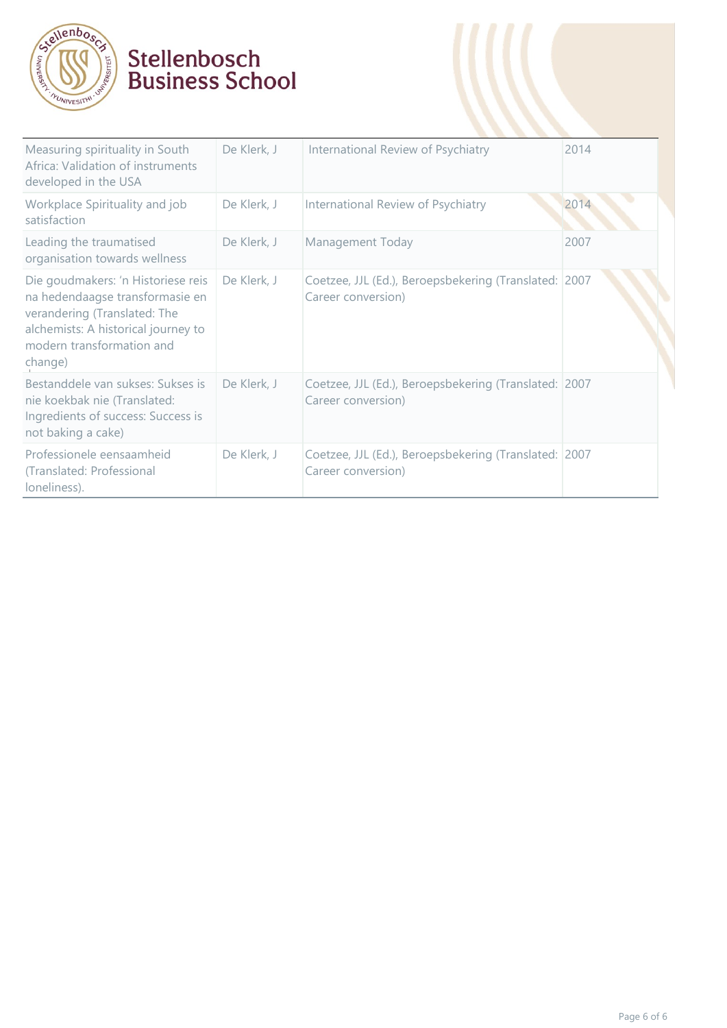| | | | |
|---|---|---|---|
| Measuring spirituality in South Africa: Validation of instruments developed in the USA | De Klerk, J | International Review of Psychiatry | 2014 |
| Workplace Spirituality and job satisfaction | De Klerk, J | International Review of Psychiatry | 2014 |
| Leading the traumatised organisation towards wellness | De Klerk, J | Management Today | 2007 |
| Die goudmakers: 'n Historiese reis na hedendaagse transformasie en verandering (Translated: The alchemists: A historical journey to modern transformation and change) | De Klerk, J | Coetzee, JJL (Ed.), Beroepsbekering (Translated: Career conversion) | 2007 |
| Bestanddele van sukses: Sukses is nie koekbak nie (Translated: Ingredients of success: Success is not baking a cake) | De Klerk, J | Coetzee, JJL (Ed.), Beroepsbekering (Translated: Career conversion) | 2007 |
| Professionele eensaamheid (Translated: Professional loneliness). | De Klerk, J | Coetzee, JJL (Ed.), Beroepsbekering (Translated: Career conversion) | 2007 |